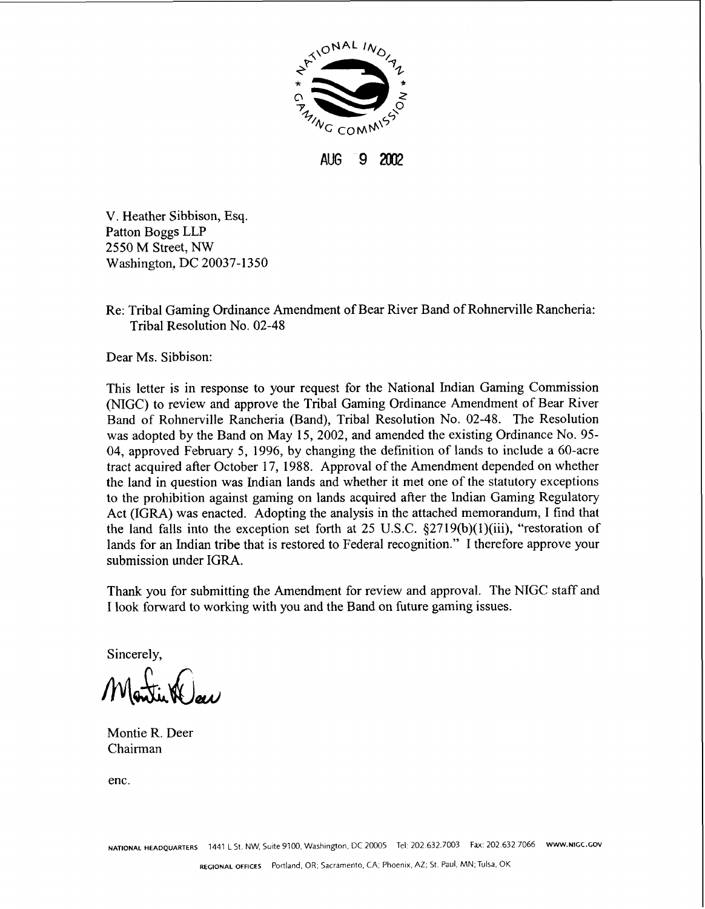AUG 9 2002

V. Heather Sibbison, Esq.
Patton Boggs LLP
2550 M Street, NW
Washington, DC 20037-1350

Re: Tribal Gaming Ordinance Amendment of Bear River Band of Rohnerville Rancheria: Tribal Resolution No. 02-48

Dear Ms. Sibbison:

This letter is in response to your request for the National Indian Gaming Commission (NIGC) to review and approve the Tribal Gaming Ordinance Amendment of Bear River Band of Rohnerville Rancheria (Band), Tribal Resolution No. 02-48. The Resolution was adopted by the Band on May 15, 2002, and amended the existing Ordinance No. 95-04, approved February 5, 1996, by changing the definition of lands to include a 60-acre tract acquired after October 17, 1988. Approval of the Amendment depended on whether the land in question was Indian lands and whether it met one of the statutory exceptions to the prohibition against gaming on lands acquired after the Indian Gaming Regulatory Act (IGRA) was enacted. Adopting the analysis in the attached memorandum, I find that the land falls into the exception set forth at 25 U.S.C. §2719(b)(1)(iii), "restoration of lands for an Indian tribe that is restored to Federal recognition." I therefore approve your submission under IGRA.

Thank you for submitting the Amendment for review and approval. The NIGC staff and I look forward to working with you and the Band on future gaming issues.

Sincerely,

Montie R. Deer
Chairman

enc.

NATIONAL HEADQUARTERS 1441 L St. NW, Suite 9100, Washington, DC 20005 Tel: 202.632.7003 Fax: 202.632.7066 WWW.NIGC.GOV

REGIONAL OFFICES Portland, OR; Sacramento, CA; Phoenix, AZ; St. Paul, MN; Tulsa, OK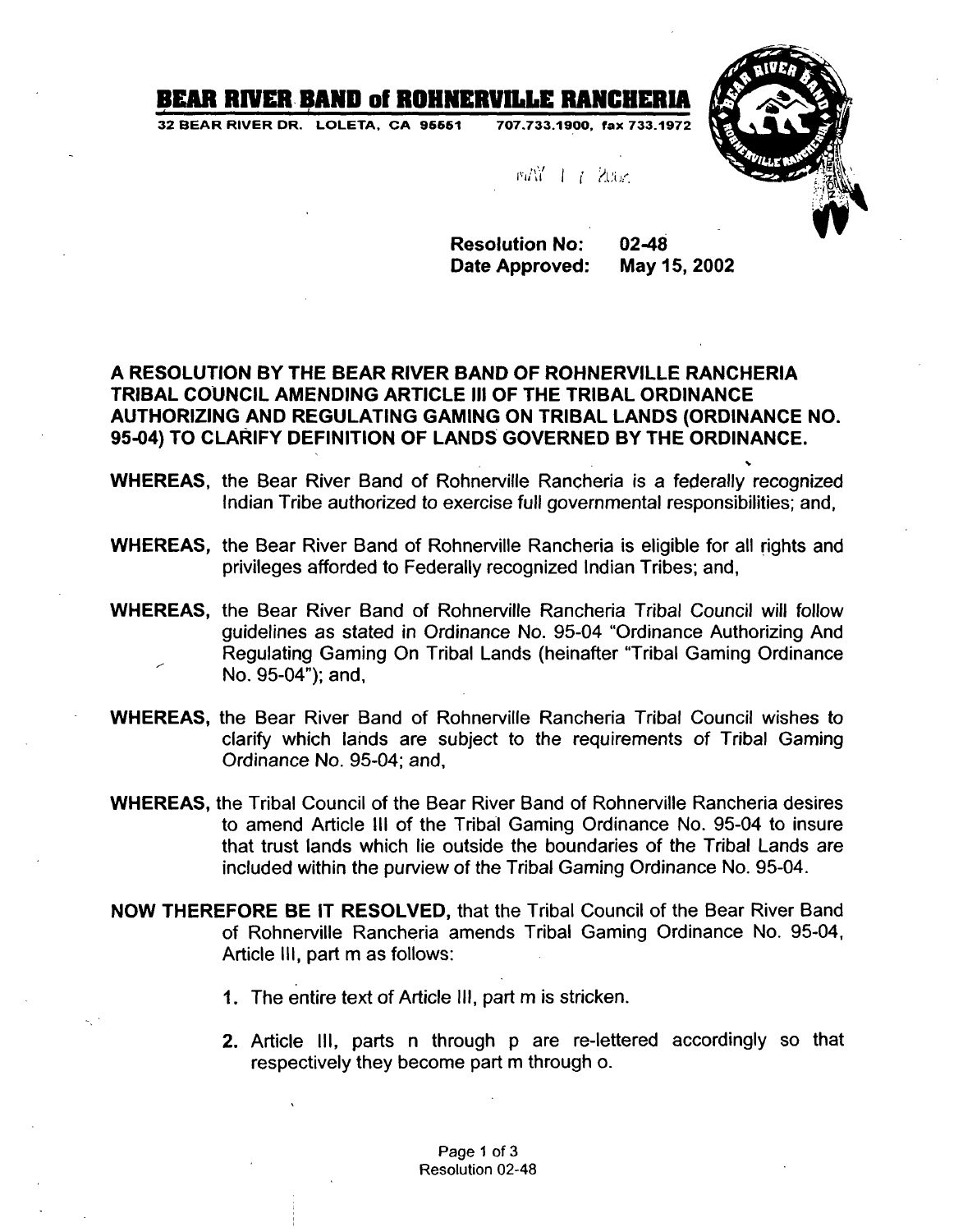# BEAR RIVER BAND of ROHNERVILLE RANCHERIA

32 BEAR RIVER DR. LOLETA, CA 95551 707.733.1900, fax 733.1972

MAY 1 7 2002

**Resolution No: 02-48**
**Date Approved: May 15, 2002**

**A RESOLUTION BY THE BEAR RIVER BAND OF ROHNERVILLE RANCHERIA TRIBAL COUNCIL AMENDING ARTICLE III OF THE TRIBAL ORDINANCE AUTHORIZING AND REGULATING GAMING ON TRIBAL LANDS (ORDINANCE NO. 95-04) TO CLARIFY DEFINITION OF LANDS GOVERNED BY THE ORDINANCE.**

**WHEREAS,** the Bear River Band of Rohnerville Rancheria is a federally recognized Indian Tribe authorized to exercise full governmental responsibilities; and,

**WHEREAS,** the Bear River Band of Rohnerville Rancheria is eligible for all rights and privileges afforded to Federally recognized Indian Tribes; and,

**WHEREAS,** the Bear River Band of Rohnerville Rancheria Tribal Council will follow guidelines as stated in Ordinance No. 95-04 "Ordinance Authorizing And Regulating Gaming On Tribal Lands (heinafter "Tribal Gaming Ordinance No. 95-04"); and,

**WHEREAS,** the Bear River Band of Rohnerville Rancheria Tribal Council wishes to clarify which lands are subject to the requirements of Tribal Gaming Ordinance No. 95-04; and,

**WHEREAS,** the Tribal Council of the Bear River Band of Rohnerville Rancheria desires to amend Article III of the Tribal Gaming Ordinance No. 95-04 to insure that trust lands which lie outside the boundaries of the Tribal Lands are included within the purview of the Tribal Gaming Ordinance No. 95-04.

**NOW THEREFORE BE IT RESOLVED,** that the Tribal Council of the Bear River Band of Rohnerville Rancheria amends Tribal Gaming Ordinance No. 95-04, Article III, part m as follows:

1. The entire text of Article III, part m is stricken.
2. Article III, parts n through p are re-lettered accordingly so that respectively they become part m through o.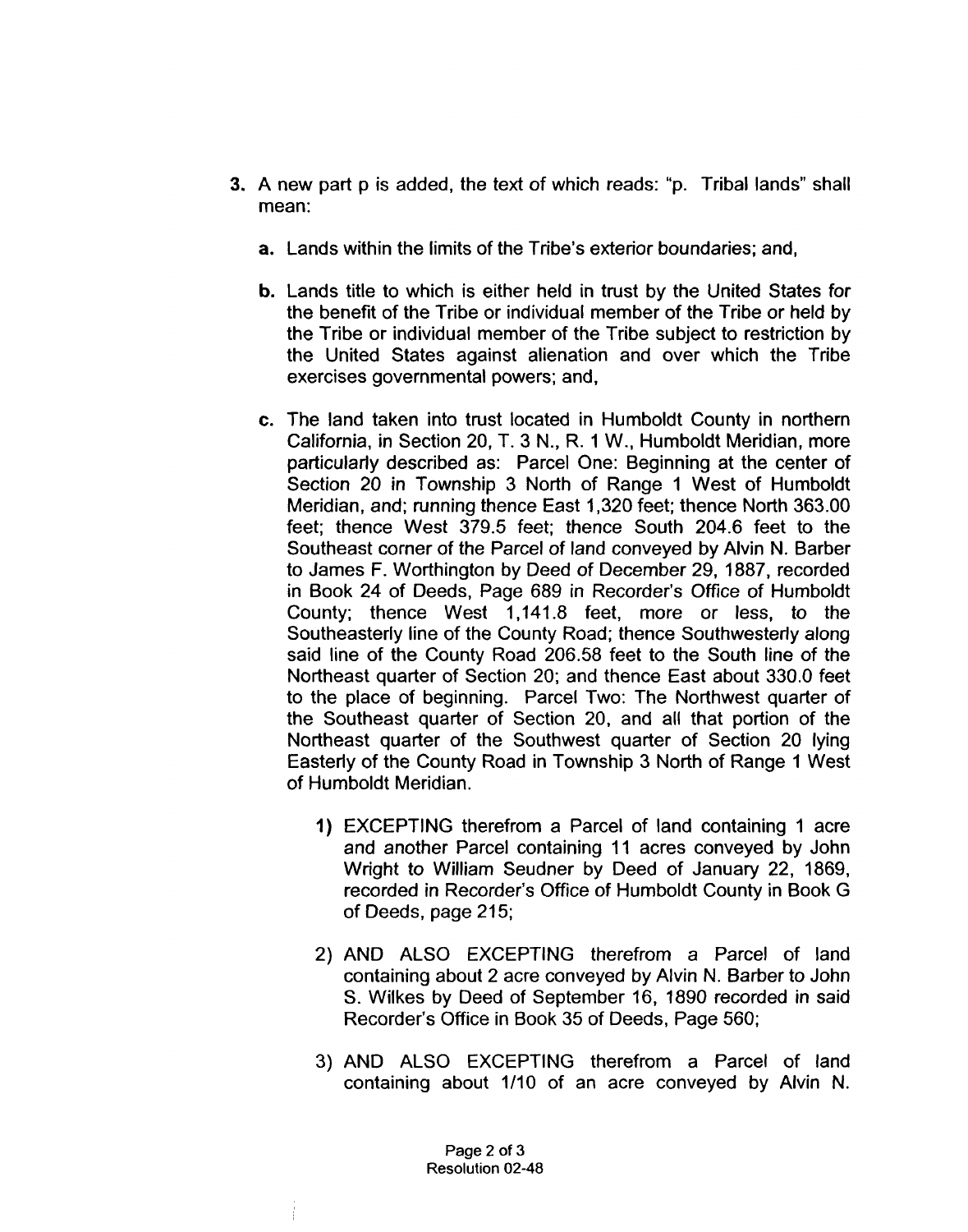3. A new part p is added, the text of which reads: "p. Tribal lands" shall mean:

   a. Lands within the limits of the Tribe's exterior boundaries; and,

   b. Lands title to which is either held in trust by the United States for the benefit of the Tribe or individual member of the Tribe or held by the Tribe or individual member of the Tribe subject to restriction by the United States against alienation and over which the Tribe exercises governmental powers; and,

   c. The land taken into trust located in Humboldt County in northern California, in Section 20, T. 3 N., R. 1 W., Humboldt Meridian, more particularly described as: Parcel One: Beginning at the center of Section 20 in Township 3 North of Range 1 West of Humboldt Meridian, and; running thence East 1,320 feet; thence North 363.00 feet; thence West 379.5 feet; thence South 204.6 feet to the Southeast corner of the Parcel of land conveyed by Alvin N. Barber to James F. Worthington by Deed of December 29, 1887, recorded in Book 24 of Deeds, Page 689 in Recorder's Office of Humboldt County; thence West 1,141.8 feet, more or less, to the Southeasterly line of the County Road; thence Southwesterly along said line of the County Road 206.58 feet to the South line of the Northeast quarter of Section 20; and thence East about 330.0 feet to the place of beginning. Parcel Two: The Northwest quarter of the Southeast quarter of Section 20, and all that portion of the Northeast quarter of the Southwest quarter of Section 20 lying Easterly of the County Road in Township 3 North of Range 1 West of Humboldt Meridian.

      1) EXCEPTING therefrom a Parcel of land containing 1 acre and another Parcel containing 11 acres conveyed by John Wright to William Seudner by Deed of January 22, 1869, recorded in Recorder's Office of Humboldt County in Book G of Deeds, page 215;

      2) AND ALSO EXCEPTING therefrom a Parcel of land containing about 2 acre conveyed by Alvin N. Barber to John S. Wilkes by Deed of September 16, 1890 recorded in said Recorder's Office in Book 35 of Deeds, Page 560;

      3) AND ALSO EXCEPTING therefrom a Parcel of land containing about 1/10 of an acre conveyed by Alvin N.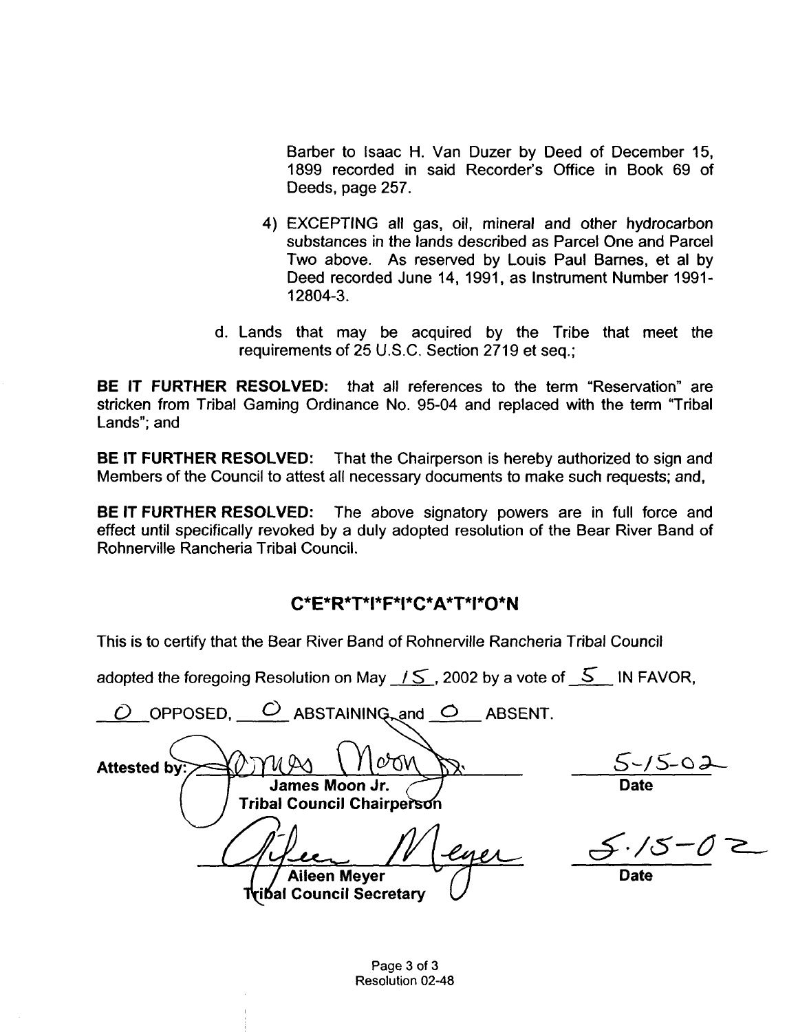Barber to Isaac H. Van Duzer by Deed of December 15, 1899 recorded in said Recorder's Office in Book 69 of Deeds, page 257.

4) EXCEPTING all gas, oil, mineral and other hydrocarbon substances in the lands described as Parcel One and Parcel Two above. As reserved by Louis Paul Barnes, et al by Deed recorded June 14, 1991, as Instrument Number 1991-12804-3.

d. Lands that may be acquired by the Tribe that meet the requirements of 25 U.S.C. Section 2719 et seq.;

**BE IT FURTHER RESOLVED:** that all references to the term "Reservation" are stricken from Tribal Gaming Ordinance No. 95-04 and replaced with the term "Tribal Lands"; and

**BE IT FURTHER RESOLVED:** That the Chairperson is hereby authorized to sign and Members of the Council to attest all necessary documents to make such requests; and,

**BE IT FURTHER RESOLVED:** The above signatory powers are in full force and effect until specifically revoked by a duly adopted resolution of the Bear River Band of Rohnerville Rancheria Tribal Council.

## C*E*R*T*I*F*I*C*A*T*I*O*N

This is to certify that the Bear River Band of Rohnerville Rancheria Tribal Council

adopted the foregoing Resolution on May 15, 2002 by a vote of 5 IN FAVOR,

0 OPPOSED, 0 ABSTAINING, and 0 ABSENT.

Attested by: James Moon Jr. — 5-15-02
James Moon Jr.
Tribal Council Chairperson
Date

Aileen Meyer — 5-15-02
Aileen Meyer
Tribal Council Secretary
Date

Resolution 02-48